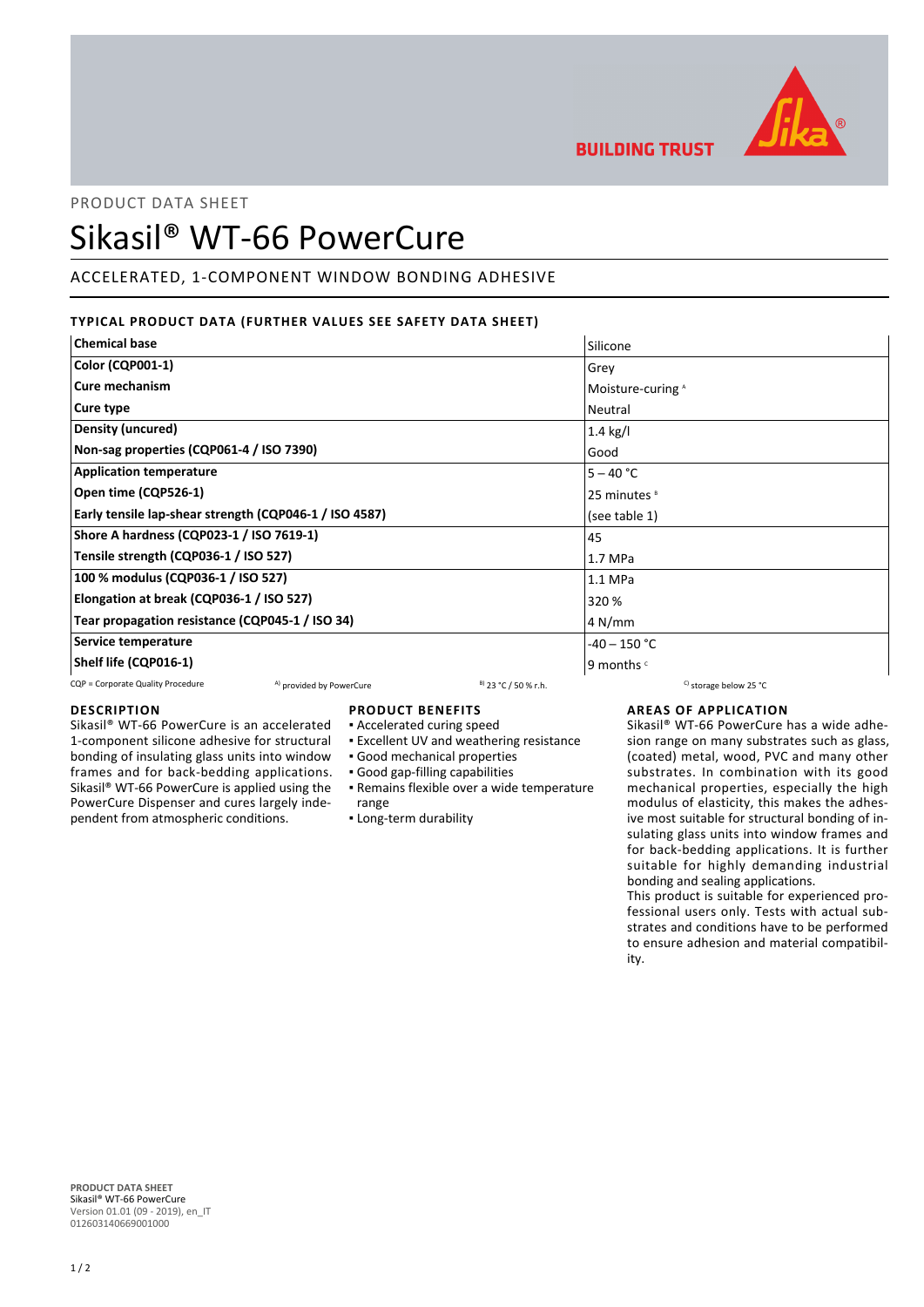PRODUCT DATA SHEET

# Sikasil® WT-66 PowerCure

ACCELERATED, 1-COMPONENT WINDOW BONDING ADHESIVE

### TYPICAL PRODUCT DATA (FURTHER VALUES SEE SAFETY DATA SHEET)

| Property | Value |
|---|---|
| **Chemical base** | Silicone |
| **Color (CQP001-1)** | Grey |
| **Cure mechanism** | Moisture-curing [A] |
| **Cure type** | Neutral |
| **Density (uncured)** | 1.4 kg/l |
| **Non-sag properties (CQP061-4 / ISO 7390)** | Good |
| **Application temperature** | 5 – 40 °C |
| **Open time (CQP526-1)** | 25 minutes [B] |
| **Early tensile lap-shear strength (CQP046-1 / ISO 4587)** | (see table 1) |
| **Shore A hardness (CQP023-1 / ISO 7619-1)** | 45 |
| **Tensile strength (CQP036-1 / ISO 527)** | 1.7 MPa |
| **100 % modulus (CQP036-1 / ISO 527)** | 1.1 MPa |
| **Elongation at break (CQP036-1 / ISO 527)** | 320 % |
| **Tear propagation resistance (CQP045-1 / ISO 34)** | 4 N/mm |
| **Service temperature** | -40 – 150 °C |
| **Shelf life (CQP016-1)** | 9 months [C] |

CQP = Corporate Quality Procedure  [A] provided by PowerCure  [B] 23 °C / 50 % r.h.  [C] storage below 25 °C

### DESCRIPTION

Sikasil® WT-66 PowerCure is an accelerated 1-component silicone adhesive for structural bonding of insulating glass units into window frames and for back-bedding applications. Sikasil® WT-66 PowerCure is applied using the PowerCure Dispenser and cures largely independent from atmospheric conditions.

### PRODUCT BENEFITS

- Accelerated curing speed
- Excellent UV and weathering resistance
- Good mechanical properties
- Good gap-filling capabilities
- Remains flexible over a wide temperature range
- Long-term durability

### AREAS OF APPLICATION

Sikasil® WT-66 PowerCure has a wide adhesion range on many substrates such as glass, (coated) metal, wood, PVC and many other substrates. In combination with its good mechanical properties, especially the high modulus of elasticity, this makes the adhesive most suitable for structural bonding of insulating glass units into window frames and for back-bedding applications. It is further suitable for highly demanding industrial bonding and sealing applications.

This product is suitable for experienced professional users only. Tests with actual substrates and conditions have to be performed to ensure adhesion and material compatibility.

**PRODUCT DATA SHEET**
Sikasil® WT-66 PowerCure
Version 01.01 (09 - 2019), en_IT
012603140669001000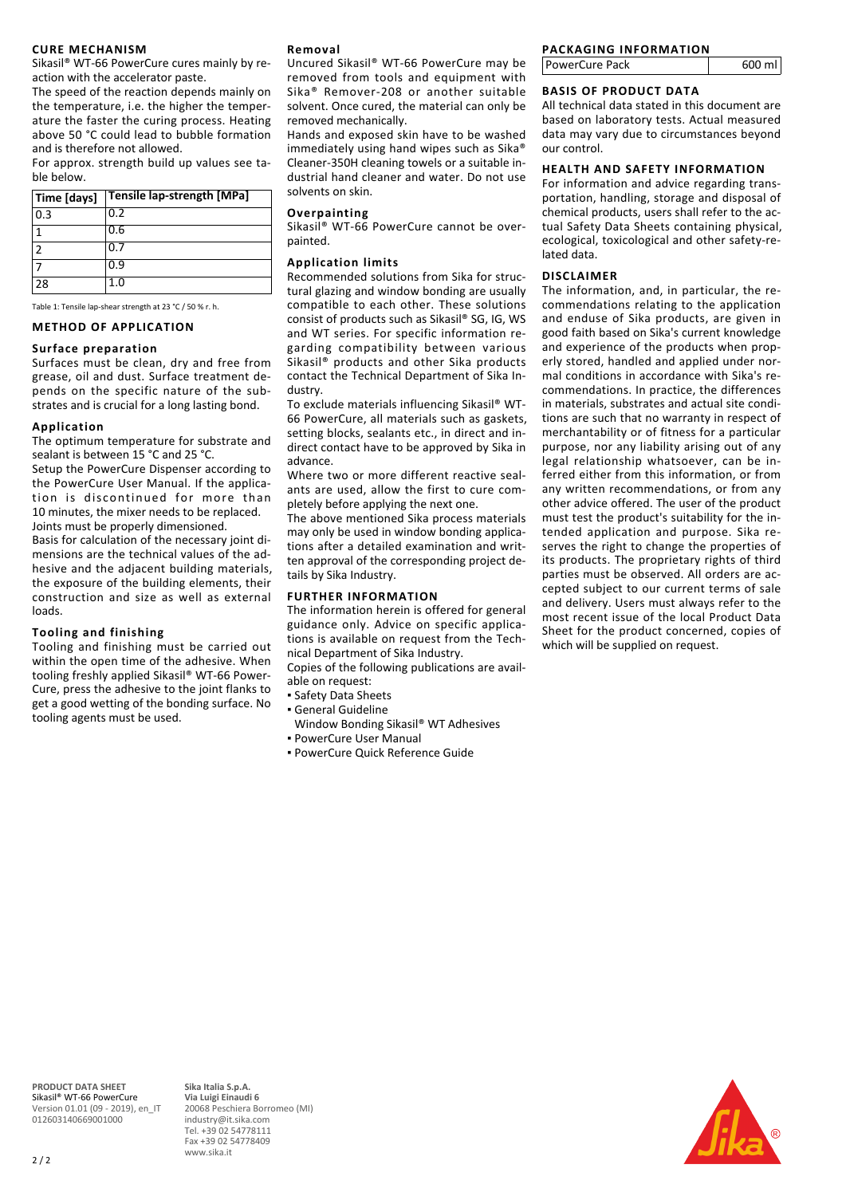## CURE MECHANISM

Sikasil® WT-66 PowerCure cures mainly by reaction with the accelerator paste.

The speed of the reaction depends mainly on the temperature, i.e. the higher the temperature the faster the curing process. Heating above 50 °C could lead to bubble formation and is therefore not allowed.

For approx. strength build up values see table below.

| Time [days] | Tensile lap-strength [MPa] |
|---|---|
| 0.3 | 0.2 |
| 1 | 0.6 |
| 2 | 0.7 |
| 7 | 0.9 |
| 28 | 1.0 |

Table 1: Tensile lap-shear strength at 23 °C / 50 % r. h.

## METHOD OF APPLICATION

### Surface preparation

Surfaces must be clean, dry and free from grease, oil and dust. Surface treatment depends on the specific nature of the substrates and is crucial for a long lasting bond.

### Application

The optimum temperature for substrate and sealant is between 15 °C and 25 °C.

Setup the PowerCure Dispenser according to the PowerCure User Manual. If the application is discontinued for more than 10 minutes, the mixer needs to be replaced.

Joints must be properly dimensioned.

Basis for calculation of the necessary joint dimensions are the technical values of the adhesive and the adjacent building materials, the exposure of the building elements, their construction and size as well as external loads.

### Tooling and finishing

Tooling and finishing must be carried out within the open time of the adhesive. When tooling freshly applied Sikasil® WT-66 PowerCure, press the adhesive to the joint flanks to get a good wetting of the bonding surface. No tooling agents must be used.

### Removal

Uncured Sikasil® WT-66 PowerCure may be removed from tools and equipment with Sika® Remover-208 or another suitable solvent. Once cured, the material can only be removed mechanically.

Hands and exposed skin have to be washed immediately using hand wipes such as Sika® Cleaner-350H cleaning towels or a suitable industrial hand cleaner and water. Do not use solvents on skin.

### Overpainting

Sikasil® WT-66 PowerCure cannot be overpainted.

### Application limits

Recommended solutions from Sika for structural glazing and window bonding are usually compatible to each other. These solutions consist of products such as Sikasil® SG, IG, WS and WT series. For specific information regarding compatibility between various Sikasil® products and other Sika products contact the Technical Department of Sika Industry.

To exclude materials influencing Sikasil® WT-66 PowerCure, all materials such as gaskets, setting blocks, sealants etc., in direct and indirect contact have to be approved by Sika in advance.

Where two or more different reactive sealants are used, allow the first to cure completely before applying the next one.

The above mentioned Sika process materials may only be used in window bonding applications after a detailed examination and written approval of the corresponding project details by Sika Industry.

## FURTHER INFORMATION

The information herein is offered for general guidance only. Advice on specific applications is available on request from the Technical Department of Sika Industry.

Copies of the following publications are available on request:

- Safety Data Sheets
- General Guideline Window Bonding Sikasil® WT Adhesives
- PowerCure User Manual
- PowerCure Quick Reference Guide

## PACKAGING INFORMATION

| | |
|---|---|
| PowerCure Pack | 600 ml |

## BASIS OF PRODUCT DATA

All technical data stated in this document are based on laboratory tests. Actual measured data may vary due to circumstances beyond our control.

## HEALTH AND SAFETY INFORMATION

For information and advice regarding transportation, handling, storage and disposal of chemical products, users shall refer to the actual Safety Data Sheets containing physical, ecological, toxicological and other safety-related data.

## DISCLAIMER

The information, and, in particular, the recommendations relating to the application and enduse of Sika products, are given in good faith based on Sika's current knowledge and experience of the products when properly stored, handled and applied under normal conditions in accordance with Sika's recommendations. In practice, the differences in materials, substrates and actual site conditions are such that no warranty in respect of merchantability or of fitness for a particular purpose, nor any liability arising out of any legal relationship whatsoever, can be inferred either from this information, or from any written recommendations, or from any other advice offered. The user of the product must test the product's suitability for the intended application and purpose. Sika reserves the right to change the properties of its products. The proprietary rights of third parties must be observed. All orders are accepted subject to our current terms of sale and delivery. Users must always refer to the most recent issue of the local Product Data Sheet for the product concerned, copies of which will be supplied on request.

**PRODUCT DATA SHEET**
Sikasil® WT-66 PowerCure
Version 01.01 (09 - 2019), en_IT
012603140669001000

**Sika Italia S.p.A.**
**Via Luigi Einaudi 6**
20068 Peschiera Borromeo (MI)
industry@it.sika.com
Tel. +39 02 54778111
Fax +39 02 54778409
www.sika.it